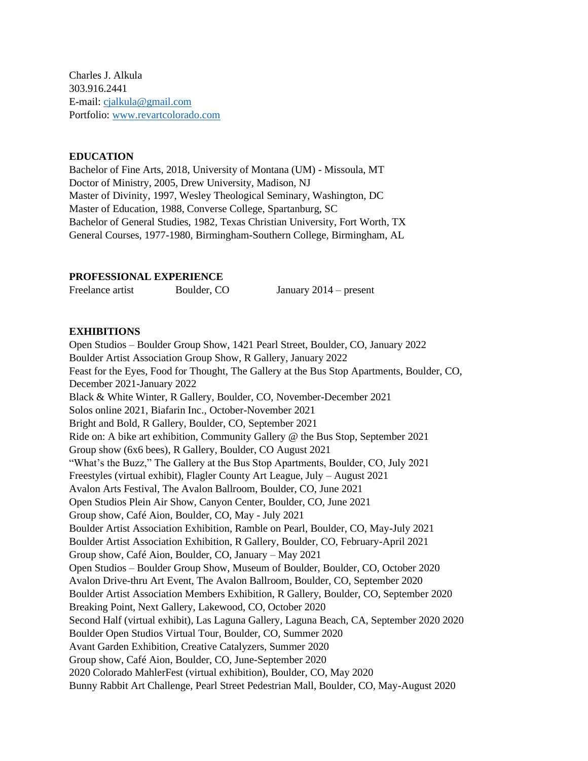Charles J. Alkula
303.916.2441
E-mail: cjalkula@gmail.com
Portfolio: www.revartcolorado.com

## EDUCATION

Bachelor of Fine Arts, 2018, University of Montana (UM) - Missoula, MT
Doctor of Ministry, 2005, Drew University, Madison, NJ
Master of Divinity, 1997, Wesley Theological Seminary, Washington, DC
Master of Education, 1988, Converse College, Spartanburg, SC
Bachelor of General Studies, 1982, Texas Christian University, Fort Worth, TX
General Courses, 1977-1980, Birmingham-Southern College, Birmingham, AL

## PROFESSIONAL EXPERIENCE

Freelance artist Boulder, CO January 2014 – present

## EXHIBITIONS

Open Studios – Boulder Group Show, 1421 Pearl Street, Boulder, CO, January 2022
Boulder Artist Association Group Show, R Gallery, January 2022
Feast for the Eyes, Food for Thought, The Gallery at the Bus Stop Apartments, Boulder, CO, December 2021-January 2022
Black & White Winter, R Gallery, Boulder, CO, November-December 2021
Solos online 2021, Biafarin Inc., October-November 2021
Bright and Bold, R Gallery, Boulder, CO, September 2021
Ride on: A bike art exhibition, Community Gallery @ the Bus Stop, September 2021
Group show (6x6 bees), R Gallery, Boulder, CO August 2021
"What's the Buzz," The Gallery at the Bus Stop Apartments, Boulder, CO, July 2021
Freestyles (virtual exhibit), Flagler County Art League, July – August 2021
Avalon Arts Festival, The Avalon Ballroom, Boulder, CO, June 2021
Open Studios Plein Air Show, Canyon Center, Boulder, CO, June 2021
Group show, Café Aion, Boulder, CO, May - July 2021
Boulder Artist Association Exhibition, Ramble on Pearl, Boulder, CO, May-July 2021
Boulder Artist Association Exhibition, R Gallery, Boulder, CO, February-April 2021
Group show, Café Aion, Boulder, CO, January – May 2021
Open Studios – Boulder Group Show, Museum of Boulder, Boulder, CO, October 2020
Avalon Drive-thru Art Event, The Avalon Ballroom, Boulder, CO, September 2020
Boulder Artist Association Members Exhibition, R Gallery, Boulder, CO, September 2020
Breaking Point, Next Gallery, Lakewood, CO, October 2020
Second Half (virtual exhibit), Las Laguna Gallery, Laguna Beach, CA, September 2020 2020
Boulder Open Studios Virtual Tour, Boulder, CO, Summer 2020
Avant Garden Exhibition, Creative Catalyzers, Summer 2020
Group show, Café Aion, Boulder, CO, June-September 2020
2020 Colorado MahlerFest (virtual exhibition), Boulder, CO, May 2020
Bunny Rabbit Art Challenge, Pearl Street Pedestrian Mall, Boulder, CO, May-August 2020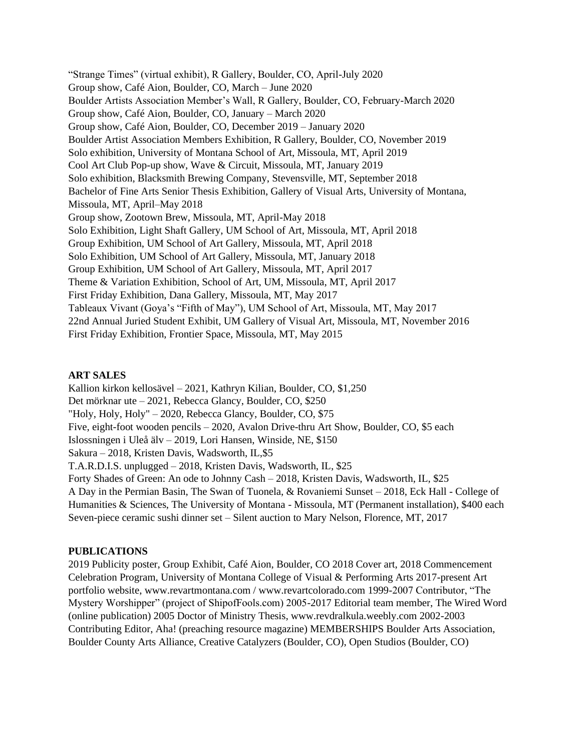"Strange Times" (virtual exhibit), R Gallery, Boulder, CO, April-July 2020
Group show, Café Aion, Boulder, CO, March – June 2020
Boulder Artists Association Member's Wall, R Gallery, Boulder, CO, February-March 2020
Group show, Café Aion, Boulder, CO, January – March 2020
Group show, Café Aion, Boulder, CO, December 2019 – January 2020
Boulder Artist Association Members Exhibition, R Gallery, Boulder, CO, November 2019
Solo exhibition, University of Montana School of Art, Missoula, MT, April 2019
Cool Art Club Pop-up show, Wave & Circuit, Missoula, MT, January 2019
Solo exhibition, Blacksmith Brewing Company, Stevensville, MT, September 2018
Bachelor of Fine Arts Senior Thesis Exhibition, Gallery of Visual Arts, University of Montana, Missoula, MT, April–May 2018
Group show, Zootown Brew, Missoula, MT, April-May 2018
Solo Exhibition, Light Shaft Gallery, UM School of Art, Missoula, MT, April 2018
Group Exhibition, UM School of Art Gallery, Missoula, MT, April 2018
Solo Exhibition, UM School of Art Gallery, Missoula, MT, January 2018
Group Exhibition, UM School of Art Gallery, Missoula, MT, April 2017
Theme & Variation Exhibition, School of Art, UM, Missoula, MT, April 2017
First Friday Exhibition, Dana Gallery, Missoula, MT, May 2017
Tableaux Vivant (Goya's "Fifth of May"), UM School of Art, Missoula, MT, May 2017
22nd Annual Juried Student Exhibit, UM Gallery of Visual Art, Missoula, MT, November 2016
First Friday Exhibition, Frontier Space, Missoula, MT, May 2015

**ART SALES**

Kallion kirkon kellosävel – 2021, Kathryn Kilian, Boulder, CO, $1,250
Det mörknar ute – 2021, Rebecca Glancy, Boulder, CO, $250
"Holy, Holy, Holy" – 2020, Rebecca Glancy, Boulder, CO, $75
Five, eight-foot wooden pencils – 2020, Avalon Drive-thru Art Show, Boulder, CO, $5 each
Islossningen i Uleå älv – 2019, Lori Hansen, Winside, NE, $150
Sakura – 2018, Kristen Davis, Wadsworth, IL,$5
T.A.R.D.I.S. unplugged – 2018, Kristen Davis, Wadsworth, IL, $25
Forty Shades of Green: An ode to Johnny Cash – 2018, Kristen Davis, Wadsworth, IL, $25
A Day in the Permian Basin, The Swan of Tuonela, & Rovaniemi Sunset – 2018, Eck Hall - College of Humanities & Sciences, The University of Montana - Missoula, MT (Permanent installation), $400 each
Seven-piece ceramic sushi dinner set – Silent auction to Mary Nelson, Florence, MT, 2017

**PUBLICATIONS**

2019 Publicity poster, Group Exhibit, Café Aion, Boulder, CO 2018 Cover art, 2018 Commencement Celebration Program, University of Montana College of Visual & Performing Arts 2017-present Art portfolio website, www.revartmontana.com / www.revartcolorado.com 1999-2007 Contributor, "The Mystery Worshipper" (project of ShipofFools.com) 2005-2017 Editorial team member, The Wired Word (online publication) 2005 Doctor of Ministry Thesis, www.revdralkula.weebly.com 2002-2003 Contributing Editor, Aha! (preaching resource magazine) MEMBERSHIPS Boulder Arts Association, Boulder County Arts Alliance, Creative Catalyzers (Boulder, CO), Open Studios (Boulder, CO)